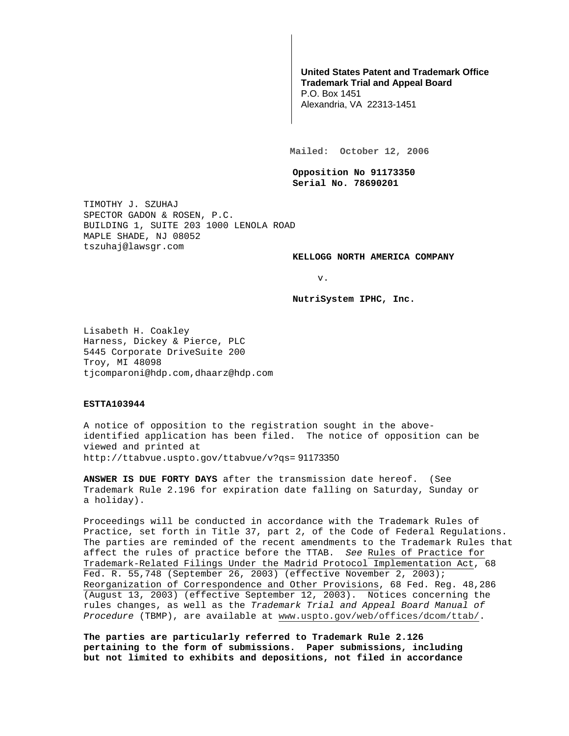**United States Patent and Trademark Office**
**Trademark Trial and Appeal Board**
P.O. Box 1451
Alexandria, VA 22313-1451

**Mailed: October 12, 2006**

**Opposition No 91173350**
**Serial No. 78690201**

TIMOTHY J. SZUHAJ
SPECTOR GADON & ROSEN, P.C.
BUILDING 1, SUITE 203 1000 LENOLA ROAD
MAPLE SHADE, NJ 08052
tszuhaj@lawsgr.com

**KELLOGG NORTH AMERICA COMPANY**

v.

**NutriSystem IPHC, Inc.**

Lisabeth H. Coakley
Harness, Dickey & Pierce, PLC
5445 Corporate DriveSuite 200
Troy, MI 48098
tjcomparoni@hdp.com,dhaarz@hdp.com

**ESTTA103944**

A notice of opposition to the registration sought in the above-identified application has been filed. The notice of opposition can be viewed and printed at
http://ttabvue.uspto.gov/ttabvue/v?qs= 91173350

**ANSWER IS DUE FORTY DAYS** after the transmission date hereof. (See Trademark Rule 2.196 for expiration date falling on Saturday, Sunday or a holiday).

Proceedings will be conducted in accordance with the Trademark Rules of Practice, set forth in Title 37, part 2, of the Code of Federal Regulations. The parties are reminded of the recent amendments to the Trademark Rules that affect the rules of practice before the TTAB. *See* Rules of Practice for Trademark-Related Filings Under the Madrid Protocol Implementation Act, 68 Fed. R. 55,748 (September 26, 2003) (effective November 2, 2003); Reorganization of Correspondence and Other Provisions, 68 Fed. Reg. 48,286 (August 13, 2003) (effective September 12, 2003). Notices concerning the rules changes, as well as the *Trademark Trial and Appeal Board Manual of Procedure* (TBMP), are available at www.uspto.gov/web/offices/dcom/ttab/.

**The parties are particularly referred to Trademark Rule 2.126 pertaining to the form of submissions. Paper submissions, including but not limited to exhibits and depositions, not filed in accordance**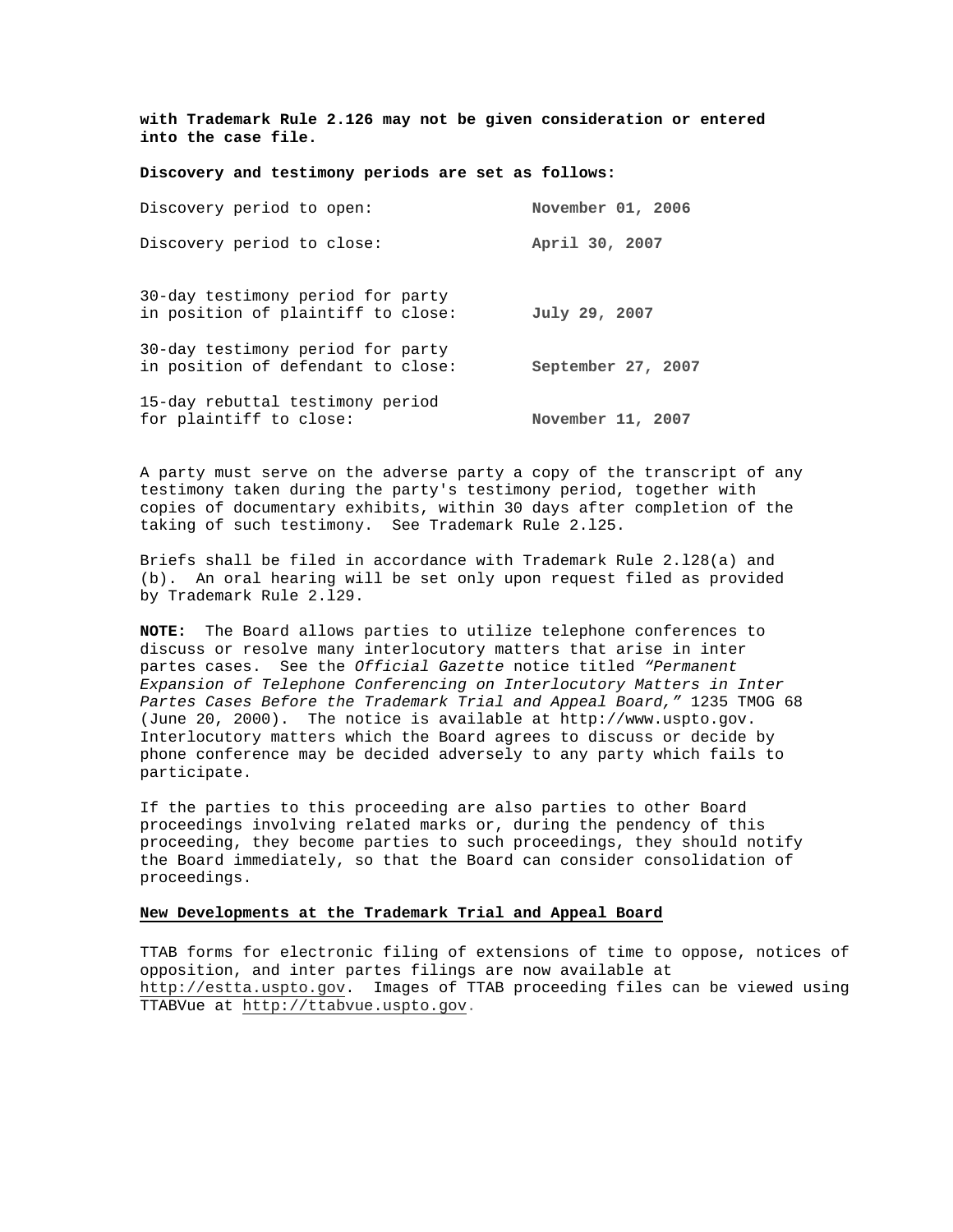**with Trademark Rule 2.126 may not be given consideration or entered into the case file.**

**Discovery and testimony periods are set as follows:**

| | |
|---|---|
| Discovery period to open: | **November 01, 2006** |
| Discovery period to close: | **April 30, 2007** |
| 30-day testimony period for party in position of plaintiff to close: | **July 29, 2007** |
| 30-day testimony period for party in position of defendant to close: | **September 27, 2007** |
| 15-day rebuttal testimony period for plaintiff to close: | **November 11, 2007** |

A party must serve on the adverse party a copy of the transcript of any testimony taken during the party's testimony period, together with copies of documentary exhibits, within 30 days after completion of the taking of such testimony. See Trademark Rule 2.l25.

Briefs shall be filed in accordance with Trademark Rule 2.l28(a) and (b). An oral hearing will be set only upon request filed as provided by Trademark Rule 2.l29.

**NOTE:** The Board allows parties to utilize telephone conferences to discuss or resolve many interlocutory matters that arise in inter partes cases. See the *Official Gazette* notice titled *"Permanent Expansion of Telephone Conferencing on Interlocutory Matters in Inter Partes Cases Before the Trademark Trial and Appeal Board,"* 1235 TMOG 68 (June 20, 2000). The notice is available at http://www.uspto.gov. Interlocutory matters which the Board agrees to discuss or decide by phone conference may be decided adversely to any party which fails to participate.

If the parties to this proceeding are also parties to other Board proceedings involving related marks or, during the pendency of this proceeding, they become parties to such proceedings, they should notify the Board immediately, so that the Board can consider consolidation of proceedings.

**New Developments at the Trademark Trial and Appeal Board**

TTAB forms for electronic filing of extensions of time to oppose, notices of opposition, and inter partes filings are now available at http://estta.uspto.gov. Images of TTAB proceeding files can be viewed using TTABVue at http://ttabvue.uspto.gov.